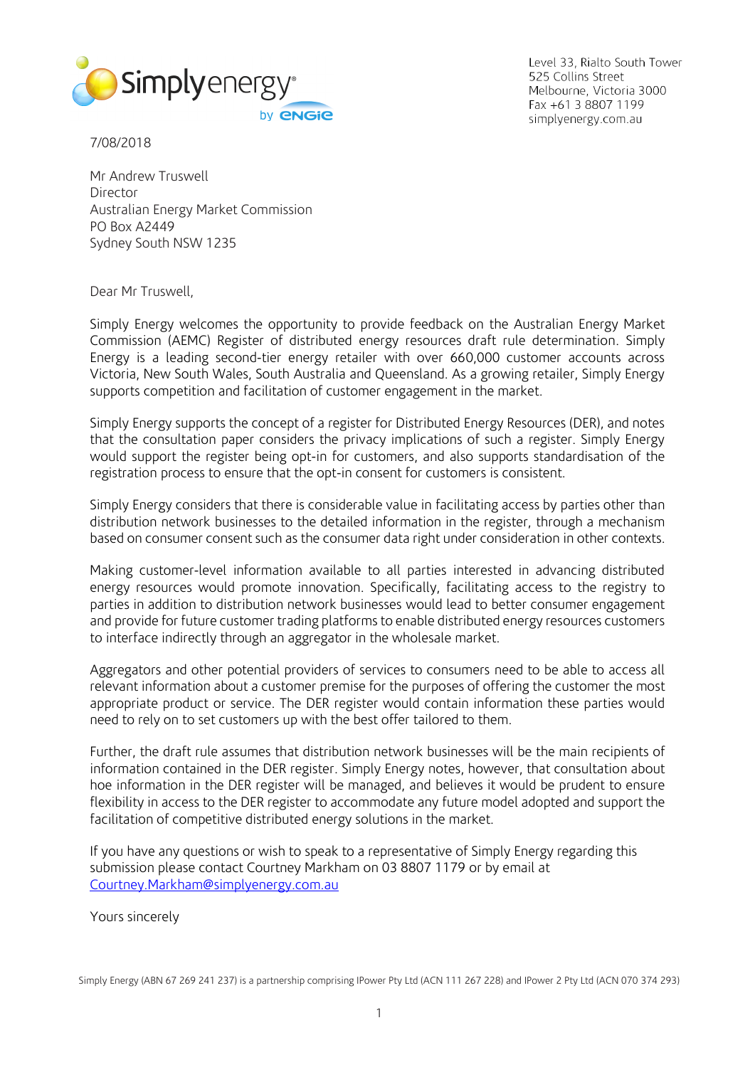Level 33, Rialto South Tower
525 Collins Street
Melbourne, Victoria 3000
Fax +61 3 8807 1199
simplyenergy.com.au

7/08/2018

Mr Andrew Truswell
Director
Australian Energy Market Commission
PO Box A2449
Sydney South NSW 1235

Dear Mr Truswell,

Simply Energy welcomes the opportunity to provide feedback on the Australian Energy Market Commission (AEMC) Register of distributed energy resources draft rule determination. Simply Energy is a leading second-tier energy retailer with over 660,000 customer accounts across Victoria, New South Wales, South Australia and Queensland. As a growing retailer, Simply Energy supports competition and facilitation of customer engagement in the market.

Simply Energy supports the concept of a register for Distributed Energy Resources (DER), and notes that the consultation paper considers the privacy implications of such a register. Simply Energy would support the register being opt-in for customers, and also supports standardisation of the registration process to ensure that the opt-in consent for customers is consistent.

Simply Energy considers that there is considerable value in facilitating access by parties other than distribution network businesses to the detailed information in the register, through a mechanism based on consumer consent such as the consumer data right under consideration in other contexts.

Making customer-level information available to all parties interested in advancing distributed energy resources would promote innovation. Specifically, facilitating access to the registry to parties in addition to distribution network businesses would lead to better consumer engagement and provide for future customer trading platforms to enable distributed energy resources customers to interface indirectly through an aggregator in the wholesale market.

Aggregators and other potential providers of services to consumers need to be able to access all relevant information about a customer premise for the purposes of offering the customer the most appropriate product or service. The DER register would contain information these parties would need to rely on to set customers up with the best offer tailored to them.

Further, the draft rule assumes that distribution network businesses will be the main recipients of information contained in the DER register. Simply Energy notes, however, that consultation about hoe information in the DER register will be managed, and believes it would be prudent to ensure flexibility in access to the DER register to accommodate any future model adopted and support the facilitation of competitive distributed energy solutions in the market.

If you have any questions or wish to speak to a representative of Simply Energy regarding this submission please contact Courtney Markham on 03 8807 1179 or by email at [Courtney.Markham@simplyenergy.com.au](mailto:Courtney.Markham@simplyenergy.com.au)

Yours sincerely

Simply Energy (ABN 67 269 241 237) is a partnership comprising IPower Pty Ltd (ACN 111 267 228) and IPower 2 Pty Ltd (ACN 070 374 293)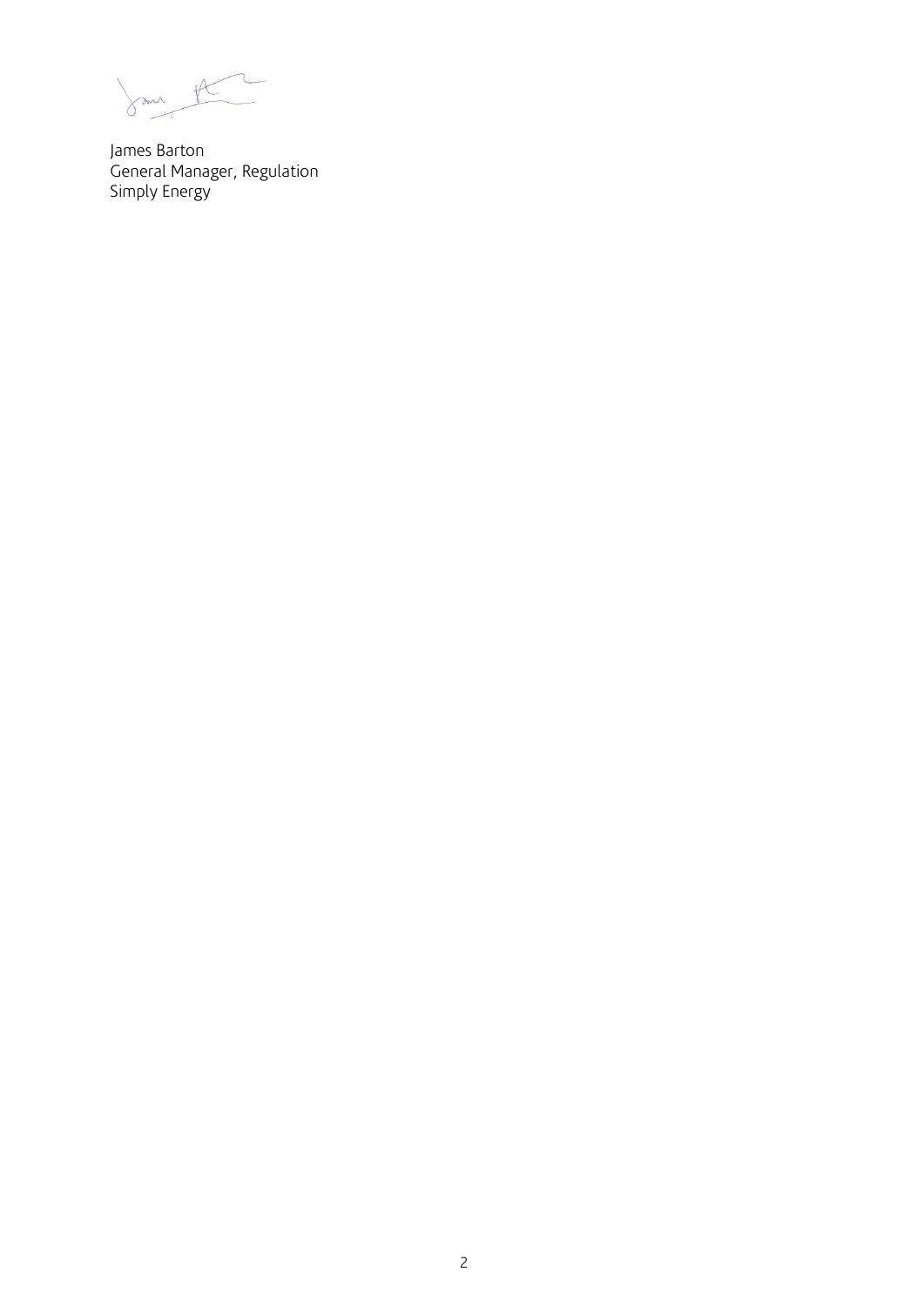James Barton
General Manager, Regulation
Simply Energy